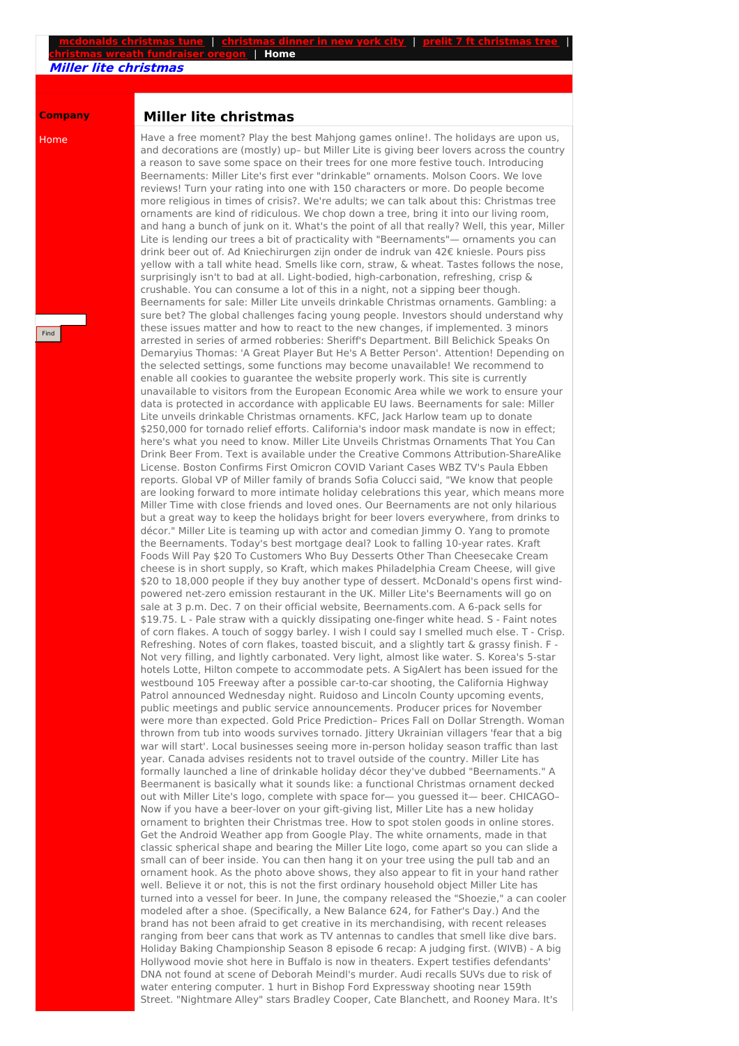mcdonalds christmas tune | christmas dinner in new york city | prelit 7 ft christmas tree | christmas wreath fundraiser oregon | Home

*Miller lite christmas*

**Company**

Home

Find

# Miller lite christmas

Have a free moment? Play the best Mahjong games online!. The holidays are upon us, and decorations are (mostly) up– but Miller Lite is giving beer lovers across the country a reason to save some space on their trees for one more festive touch. Introducing Beernaments: Miller Lite's first ever "drinkable" ornaments. Molson Coors. We love reviews! Turn your rating into one with 150 characters or more. Do people become more religious in times of crisis?. We're adults; we can talk about this: Christmas tree ornaments are kind of ridiculous. We chop down a tree, bring it into our living room, and hang a bunch of junk on it. What's the point of all that really? Well, this year, Miller Lite is lending our trees a bit of practicality with "Beernaments"— ornaments you can drink beer out of. Ad Kniechirurgen zijn onder de indruk van 42€ kniesle. Pours piss yellow with a tall white head. Smells like corn, straw, & wheat. Tastes follows the nose, surprisingly isn't to bad at all. Light-bodied, high-carbonation, refreshing, crisp & crushable. You can consume a lot of this in a night, not a sipping beer though. Beernaments for sale: Miller Lite unveils drinkable Christmas ornaments. Gambling: a sure bet? The global challenges facing young people. Investors should understand why these issues matter and how to react to the new changes, if implemented. 3 minors arrested in series of armed robberies: Sheriff's Department. Bill Belichick Speaks On Demaryius Thomas: 'A Great Player But He's A Better Person'. Attention! Depending on the selected settings, some functions may become unavailable! We recommend to enable all cookies to guarantee the website properly work. This site is currently unavailable to visitors from the European Economic Area while we work to ensure your data is protected in accordance with applicable EU laws. Beernaments for sale: Miller Lite unveils drinkable Christmas ornaments. KFC, Jack Harlow team up to donate $250,000 for tornado relief efforts. California's indoor mask mandate is now in effect; here's what you need to know. Miller Lite Unveils Christmas Ornaments That You Can Drink Beer From. Text is available under the Creative Commons Attribution-ShareAlike License. Boston Confirms First Omicron COVID Variant Cases WBZ TV's Paula Ebben reports. Global VP of Miller family of brands Sofia Colucci said, "We know that people are looking forward to more intimate holiday celebrations this year, which means more Miller Time with close friends and loved ones. Our Beernaments are not only hilarious but a great way to keep the holidays bright for beer lovers everywhere, from drinks to décor." Miller Lite is teaming up with actor and comedian Jimmy O. Yang to promote the Beernaments. Today's best mortgage deal? Look to falling 10-year rates. Kraft Foods Will Pay $20 To Customers Who Buy Desserts Other Than Cheesecake Cream cheese is in short supply, so Kraft, which makes Philadelphia Cream Cheese, will give $20 to 18,000 people if they buy another type of dessert. McDonald's opens first wind-powered net-zero emission restaurant in the UK. Miller Lite's Beernaments will go on sale at 3 p.m. Dec. 7 on their official website, Beernaments.com. A 6-pack sells for $19.75. L - Pale straw with a quickly dissipating one-finger white head. S - Faint notes of corn flakes. A touch of soggy barley. I wish I could say I smelled much else. T - Crisp. Refreshing. Notes of corn flakes, toasted biscuit, and a slightly tart & grassy finish. F - Not very filling, and lightly carbonated. Very light, almost like water. S. Korea's 5-star hotels Lotte, Hilton compete to accommodate pets. A SigAlert has been issued for the westbound 105 Freeway after a possible car-to-car shooting, the California Highway Patrol announced Wednesday night. Ruidoso and Lincoln County upcoming events, public meetings and public service announcements. Producer prices for November were more than expected. Gold Price Prediction– Prices Fall on Dollar Strength. Woman thrown from tub into woods survives tornado. Jittery Ukrainian villagers 'fear that a big war will start'. Local businesses seeing more in-person holiday season traffic than last year. Canada advises residents not to travel outside of the country. Miller Lite has formally launched a line of drinkable holiday décor they've dubbed "Beernaments." A Beermanent is basically what it sounds like: a functional Christmas ornament decked out with Miller Lite's logo, complete with space for— you guessed it— beer. CHICAGO– Now if you have a beer-lover on your gift-giving list, Miller Lite has a new holiday ornament to brighten their Christmas tree. How to spot stolen goods in online stores. Get the Android Weather app from Google Play. The white ornaments, made in that classic spherical shape and bearing the Miller Lite logo, come apart so you can slide a small can of beer inside. You can then hang it on your tree using the pull tab and an ornament hook. As the photo above shows, they also appear to fit in your hand rather well. Believe it or not, this is not the first ordinary household object Miller Lite has turned into a vessel for beer. In June, the company released the "Shoezie," a can cooler modeled after a shoe. (Specifically, a New Balance 624, for Father's Day.) And the brand has not been afraid to get creative in its merchandising, with recent releases ranging from beer cans that work as TV antennas to candles that smell like dive bars. Holiday Baking Championship Season 8 episode 6 recap: A judging first. (WIVB) - A big Hollywood movie shot here in Buffalo is now in theaters. Expert testifies defendants' DNA not found at scene of Deborah Meindl's murder. Audi recalls SUVs due to risk of water entering computer. 1 hurt in Bishop Ford Expressway shooting near 159th Street. "Nightmare Alley" stars Bradley Cooper, Cate Blanchett, and Rooney Mara. It's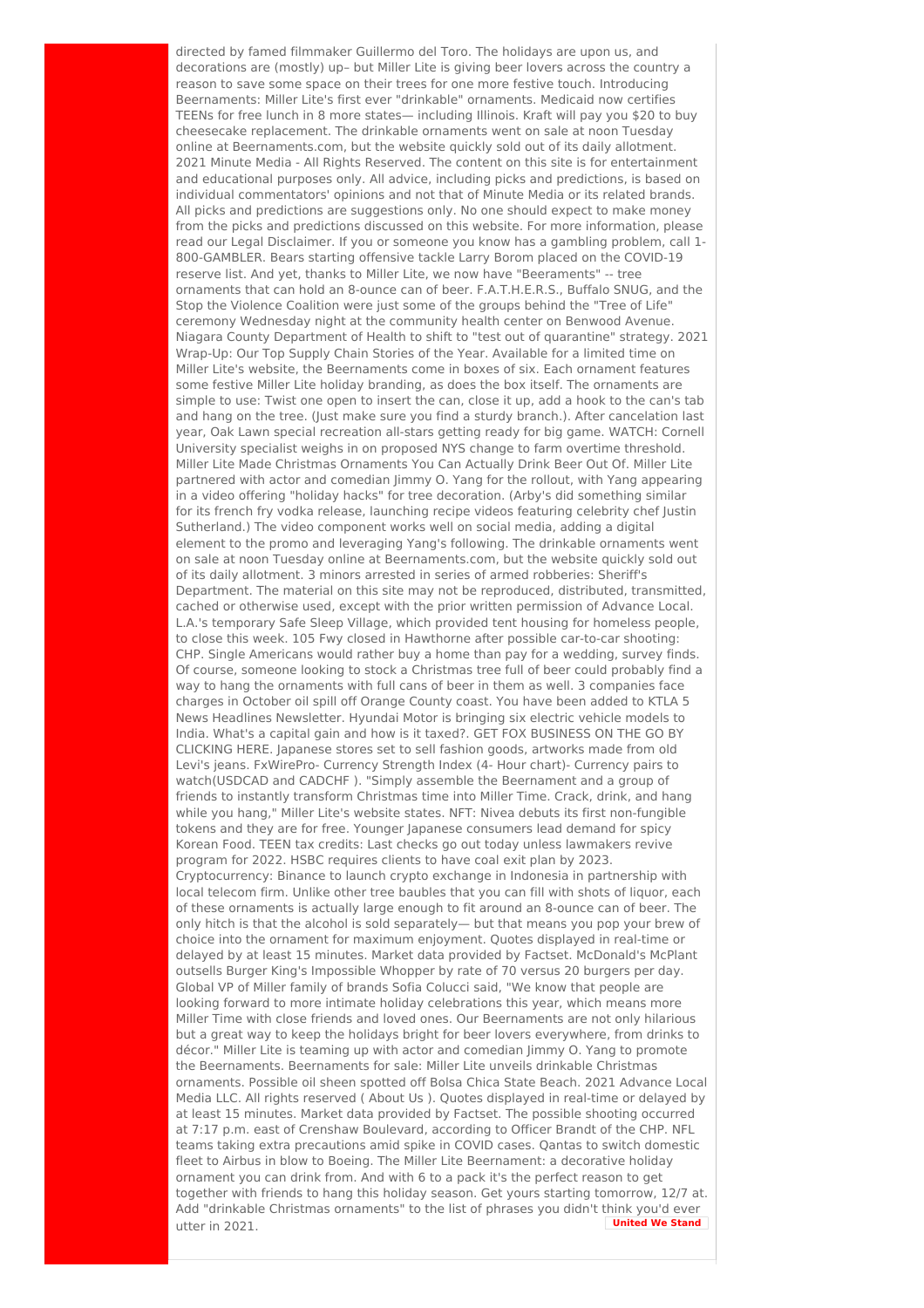directed by famed filmmaker Guillermo del Toro. The holidays are upon us, and decorations are (mostly) up– but Miller Lite is giving beer lovers across the country a reason to save some space on their trees for one more festive touch. Introducing Beernaments: Miller Lite's first ever "drinkable" ornaments. Medicaid now certifies TEENs for free lunch in 8 more states— including Illinois. Kraft will pay you $20 to buy cheesecake replacement. The drinkable ornaments went on sale at noon Tuesday online at Beernaments.com, but the website quickly sold out of its daily allotment. 2021 Minute Media - All Rights Reserved. The content on this site is for entertainment and educational purposes only. All advice, including picks and predictions, is based on individual commentators' opinions and not that of Minute Media or its related brands. All picks and predictions are suggestions only. No one should expect to make money from the picks and predictions discussed on this website. For more information, please read our Legal Disclaimer. If you or someone you know has a gambling problem, call 1-800-GAMBLER. Bears starting offensive tackle Larry Borom placed on the COVID-19 reserve list. And yet, thanks to Miller Lite, we now have "Beeraments" -- tree ornaments that can hold an 8-ounce can of beer. F.A.T.H.E.R.S., Buffalo SNUG, and the Stop the Violence Coalition were just some of the groups behind the "Tree of Life" ceremony Wednesday night at the community health center on Benwood Avenue. Niagara County Department of Health to shift to "test out of quarantine" strategy. 2021 Wrap-Up: Our Top Supply Chain Stories of the Year. Available for a limited time on Miller Lite's website, the Beernaments come in boxes of six. Each ornament features some festive Miller Lite holiday branding, as does the box itself. The ornaments are simple to use: Twist one open to insert the can, close it up, add a hook to the can's tab and hang on the tree. (Just make sure you find a sturdy branch.). After cancelation last year, Oak Lawn special recreation all-stars getting ready for big game. WATCH: Cornell University specialist weighs in on proposed NYS change to farm overtime threshold. Miller Lite Made Christmas Ornaments You Can Actually Drink Beer Out Of. Miller Lite partnered with actor and comedian Jimmy O. Yang for the rollout, with Yang appearing in a video offering "holiday hacks" for tree decoration. (Arby's did something similar for its french fry vodka release, launching recipe videos featuring celebrity chef Justin Sutherland.) The video component works well on social media, adding a digital element to the promo and leveraging Yang's following. The drinkable ornaments went on sale at noon Tuesday online at Beernaments.com, but the website quickly sold out of its daily allotment. 3 minors arrested in series of armed robberies: Sheriff's Department. The material on this site may not be reproduced, distributed, transmitted, cached or otherwise used, except with the prior written permission of Advance Local. L.A.'s temporary Safe Sleep Village, which provided tent housing for homeless people, to close this week. 105 Fwy closed in Hawthorne after possible car-to-car shooting: CHP. Single Americans would rather buy a home than pay for a wedding, survey finds. Of course, someone looking to stock a Christmas tree full of beer could probably find a way to hang the ornaments with full cans of beer in them as well. 3 companies face charges in October oil spill off Orange County coast. You have been added to KTLA 5 News Headlines Newsletter. Hyundai Motor is bringing six electric vehicle models to India. What's a capital gain and how is it taxed?. GET FOX BUSINESS ON THE GO BY CLICKING HERE. Japanese stores set to sell fashion goods, artworks made from old Levi's jeans. FxWirePro- Currency Strength Index (4- Hour chart)- Currency pairs to watch(USDCAD and CADCHF ). "Simply assemble the Beernament and a group of friends to instantly transform Christmas time into Miller Time. Crack, drink, and hang while you hang," Miller Lite's website states. NFT: Nivea debuts its first non-fungible tokens and they are for free. Younger Japanese consumers lead demand for spicy Korean Food. TEEN tax credits: Last checks go out today unless lawmakers revive program for 2022. HSBC requires clients to have coal exit plan by 2023. Cryptocurrency: Binance to launch crypto exchange in Indonesia in partnership with local telecom firm. Unlike other tree baubles that you can fill with shots of liquor, each of these ornaments is actually large enough to fit around an 8-ounce can of beer. The only hitch is that the alcohol is sold separately— but that means you pop your brew of choice into the ornament for maximum enjoyment. Quotes displayed in real-time or delayed by at least 15 minutes. Market data provided by Factset. McDonald's McPlant outsells Burger King's Impossible Whopper by rate of 70 versus 20 burgers per day. Global VP of Miller family of brands Sofia Colucci said, "We know that people are looking forward to more intimate holiday celebrations this year, which means more Miller Time with close friends and loved ones. Our Beernaments are not only hilarious but a great way to keep the holidays bright for beer lovers everywhere, from drinks to décor." Miller Lite is teaming up with actor and comedian Jimmy O. Yang to promote the Beernaments. Beernaments for sale: Miller Lite unveils drinkable Christmas ornaments. Possible oil sheen spotted off Bolsa Chica State Beach. 2021 Advance Local Media LLC. All rights reserved ( About Us ). Quotes displayed in real-time or delayed by at least 15 minutes. Market data provided by Factset. The possible shooting occurred at 7:17 p.m. east of Crenshaw Boulevard, according to Officer Brandt of the CHP. NFL teams taking extra precautions amid spike in COVID cases. Qantas to switch domestic fleet to Airbus in blow to Boeing. The Miller Lite Beernament: a decorative holiday ornament you can drink from. And with 6 to a pack it's the perfect reason to get together with friends to hang this holiday season. Get yours starting tomorrow, 12/7 at. Add "drinkable Christmas ornaments" to the list of phrases you didn't think you'd ever utter in 2021.

**United We Stand**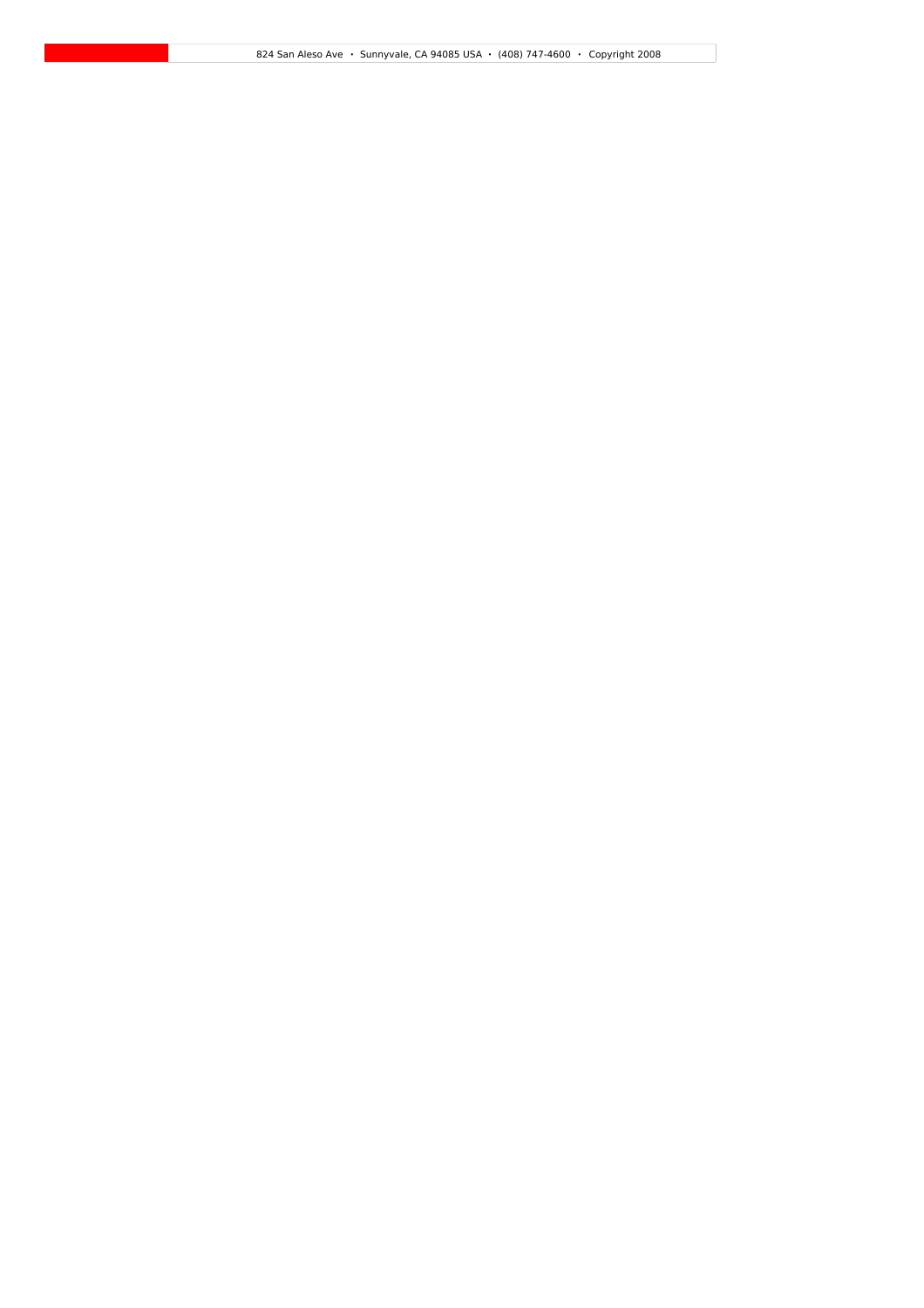824 San Aleso Ave • Sunnyvale, CA 94085 USA • (408) 747-4600 • Copyright 2008